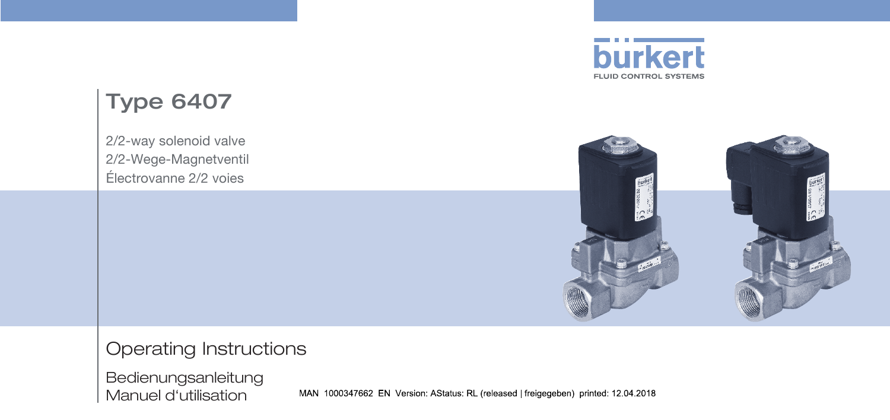bürkert

FLUID CONTROL SYSTEMS

# Type 6407

2/2-way solenoid valve
2/2-Wege-Magnetventil
Électrovanne 2/2 voies

## Operating Instructions

Bedienungsanleitung
Manuel d'utilisation

MAN 1000347662 EN Version: AStatus: RL (released | freigegeben) printed: 12.04.2018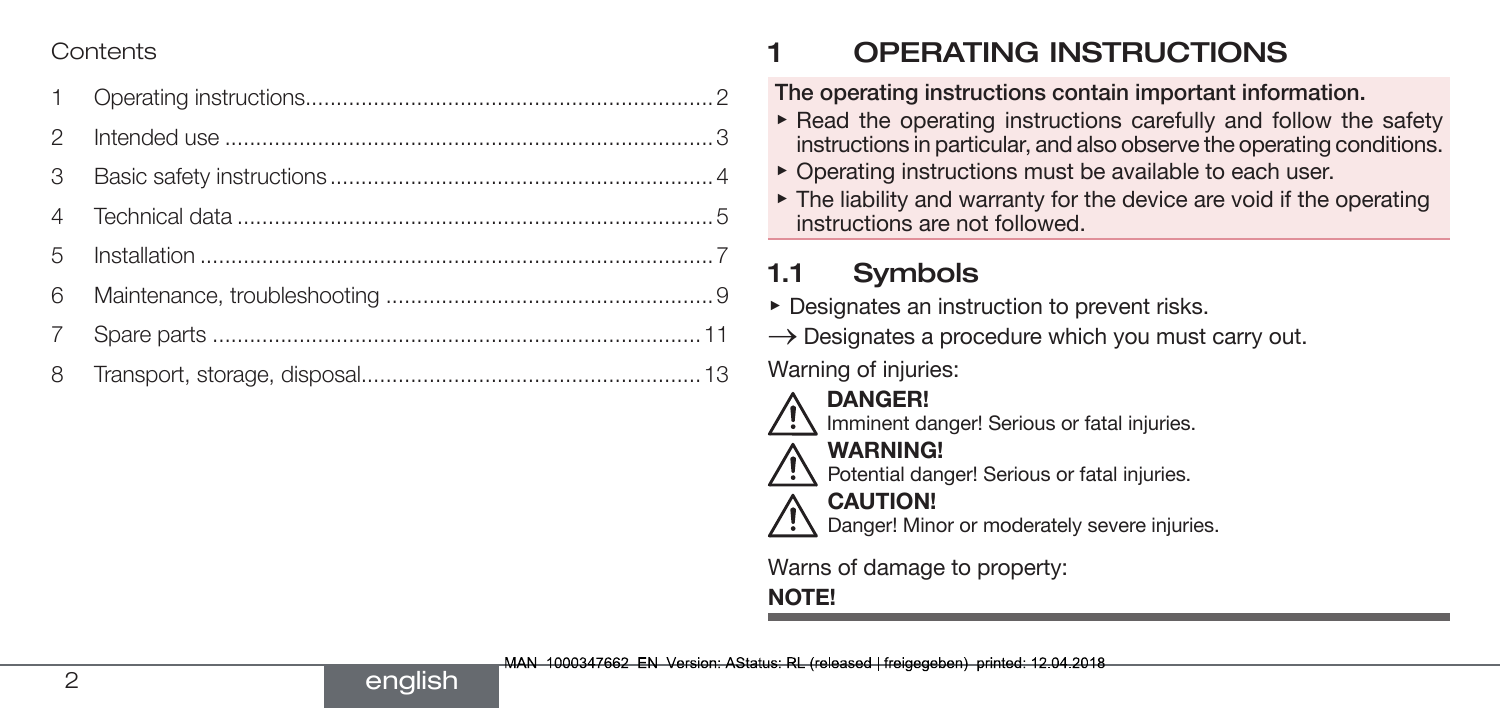Contents

| | | |
|---|---|---|
| 1 | Operating instructions | 2 |
| 2 | Intended use | 3 |
| 3 | Basic safety instructions | 4 |
| 4 | Technical data | 5 |
| 5 | Installation | 7 |
| 6 | Maintenance, troubleshooting | 9 |
| 7 | Spare parts | 11 |
| 8 | Transport, storage, disposal | 13 |

# 1 OPERATING INSTRUCTIONS

**The operating instructions contain important information.**

- ▸ Read the operating instructions carefully and follow the safety instructions in particular, and also observe the operating conditions.
- ▸ Operating instructions must be available to each user.
- ▸ The liability and warranty for the device are void if the operating instructions are not followed.

## 1.1 Symbols

▸ Designates an instruction to prevent risks.

→ Designates a procedure which you must carry out.

Warning of injuries:

**DANGER!**
Imminent danger! Serious or fatal injuries.

**WARNING!**
Potential danger! Serious or fatal injuries.

**CAUTION!**
Danger! Minor or moderately severe injuries.

Warns of damage to property:

**NOTE!**

MAN 1000347662 EN Version: AStatus: RL (released | freigegeben) printed: 12.04.2018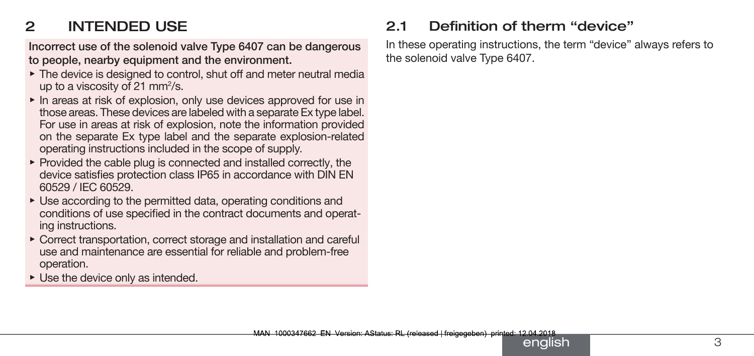## 2 INTENDED USE

**Incorrect use of the solenoid valve Type 6407 can be dangerous to people, nearby equipment and the environment.**

- The device is designed to control, shut off and meter neutral media up to a viscosity of 21 $mm^2/s$.
- In areas at risk of explosion, only use devices approved for use in those areas. These devices are labeled with a separate Ex type label. For use in areas at risk of explosion, note the information provided on the separate Ex type label and the separate explosion-related operating instructions included in the scope of supply.
- Provided the cable plug is connected and installed correctly, the device satisfies protection class IP65 in accordance with DIN EN 60529 / IEC 60529.
- Use according to the permitted data, operating conditions and conditions of use specified in the contract documents and operating instructions.
- Correct transportation, correct storage and installation and careful use and maintenance are essential for reliable and problem-free operation.
- Use the device only as intended.

### 2.1 Definition of therm "device"

In these operating instructions, the term "device" always refers to the solenoid valve Type 6407.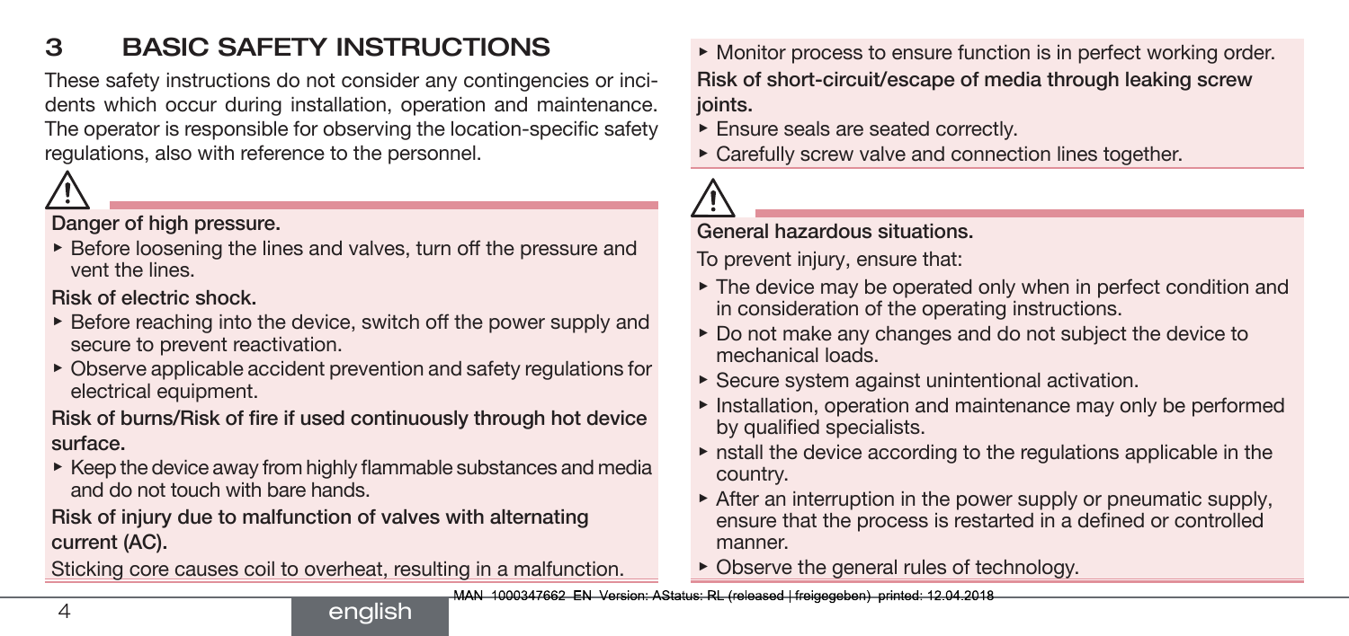# 3 BASIC SAFETY INSTRUCTIONS

These safety instructions do not consider any contingencies or incidents which occur during installation, operation and maintenance. The operator is responsible for observing the location-specific safety regulations, also with reference to the personnel.

⚠

**Danger of high pressure.**

- Before loosening the lines and valves, turn off the pressure and vent the lines.

**Risk of electric shock.**

- Before reaching into the device, switch off the power supply and secure to prevent reactivation.
- Observe applicable accident prevention and safety regulations for electrical equipment.

**Risk of burns/Risk of fire if used continuously through hot device surface.**

- Keep the device away from highly flammable substances and media and do not touch with bare hands.

**Risk of injury due to malfunction of valves with alternating current (AC).**

Sticking core causes coil to overheat, resulting in a malfunction.

- Monitor process to ensure function is in perfect working order.

**Risk of short-circuit/escape of media through leaking screw joints.**

- Ensure seals are seated correctly.
- Carefully screw valve and connection lines together.

⚠

**General hazardous situations.**

To prevent injury, ensure that:

- The device may be operated only when in perfect condition and in consideration of the operating instructions.
- Do not make any changes and do not subject the device to mechanical loads.
- Secure system against unintentional activation.
- Installation, operation and maintenance may only be performed by qualified specialists.
- nstall the device according to the regulations applicable in the country.
- After an interruption in the power supply or pneumatic supply, ensure that the process is restarted in a defined or controlled manner.
- Observe the general rules of technology.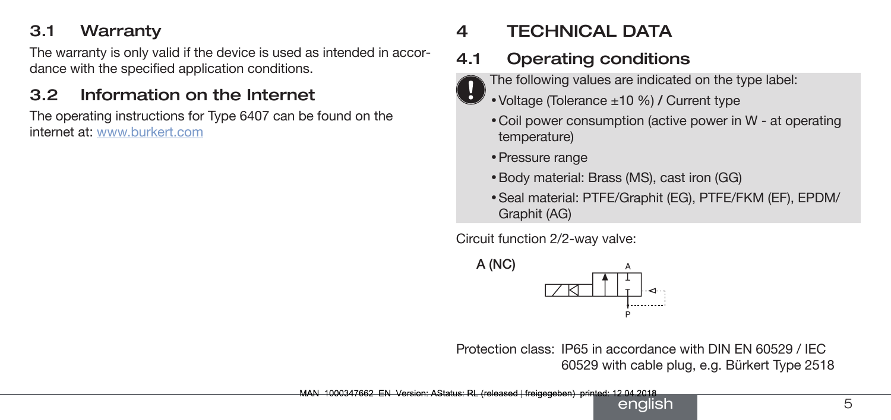## 3.1 Warranty

The warranty is only valid if the device is used as intended in accordance with the specified application conditions.

## 3.2 Information on the Internet

The operating instructions for Type 6407 can be found on the internet at: www.burkert.com

# 4 TECHNICAL DATA

## 4.1 Operating conditions

The following values are indicated on the type label:

- Voltage (Tolerance ±10 %) / Current type
- Coil power consumption (active power in W - at operating temperature)
- Pressure range
- Body material: Brass (MS), cast iron (GG)
- Seal material: PTFE/Graphit (EG), PTFE/FKM (EF), EPDM/Graphit (AG)

Circuit function 2/2-way valve:

A (NC)

Protection class: IP65 in accordance with DIN EN 60529 / IEC 60529 with cable plug, e.g. Bürkert Type 2518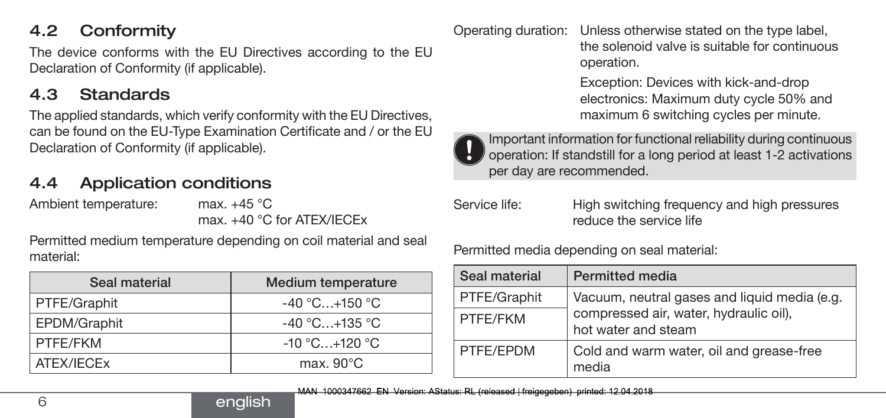## 4.2 Conformity

The device conforms with the EU Directives according to the EU Declaration of Conformity (if applicable).

## 4.3 Standards

The applied standards, which verify conformity with the EU Directives, can be found on the EU-Type Examination Certificate and / or the EU Declaration of Conformity (if applicable).

## 4.4 Application conditions

Ambient temperature: max. +45 °C
max. +40 °C for ATEX/IECEx

Permitted medium temperature depending on coil material and seal material:

| Seal material | Medium temperature |
|---|---|
| PTFE/Graphit | -40 °C…+150 °C |
| EPDM/Graphit | -40 °C…+135 °C |
| PTFE/FKM | -10 °C…+120 °C |
| ATEX/IECEx | max. 90°C |

Operating duration: Unless otherwise stated on the type label, the solenoid valve is suitable for continuous operation.

Exception: Devices with kick-and-drop electronics: Maximum duty cycle 50% and maximum 6 switching cycles per minute.

Important information for functional reliability during continuous operation: If standstill for a long period at least 1-2 activations per day are recommended.

Service life: High switching frequency and high pressures reduce the service life

Permitted media depending on seal material:

| Seal material | Permitted media |
|---|---|
| PTFE/Graphit | Vacuum, neutral gases and liquid media (e.g. compressed air, water, hydraulic oil), hot water and steam |
| PTFE/FKM | |
| PTFE/EPDM | Cold and warm water, oil and grease-free media |

MAN 1000347662 EN Version: AStatus: RL (released | freigegeben) printed: 12.04.2018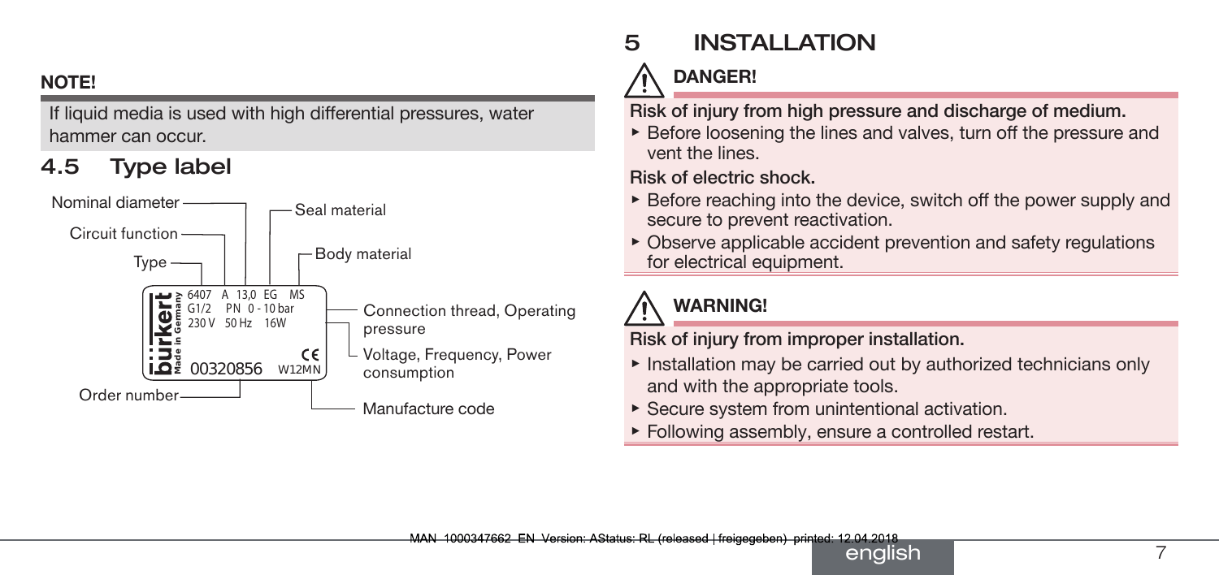**NOTE!**

If liquid media is used with high differential pressures, water hammer can occur.

## 4.5 Type label

Nominal diameter

Circuit function

Type

Seal material

Body material

6407 A 13,0 EG MS
G1/2 PN 0 - 10 bar
230 V 50 Hz 16W
00320856 W12MN

Connection thread, Operating pressure

Voltage, Frequency, Power consumption

Order number

Manufacture code

# 5 INSTALLATION

**DANGER!**

**Risk of injury from high pressure and discharge of medium.**

- Before loosening the lines and valves, turn off the pressure and vent the lines.

**Risk of electric shock.**

- Before reaching into the device, switch off the power supply and secure to prevent reactivation.
- Observe applicable accident prevention and safety regulations for electrical equipment.

**WARNING!**

**Risk of injury from improper installation.**

- Installation may be carried out by authorized technicians only and with the appropriate tools.
- Secure system from unintentional activation.
- Following assembly, ensure a controlled restart.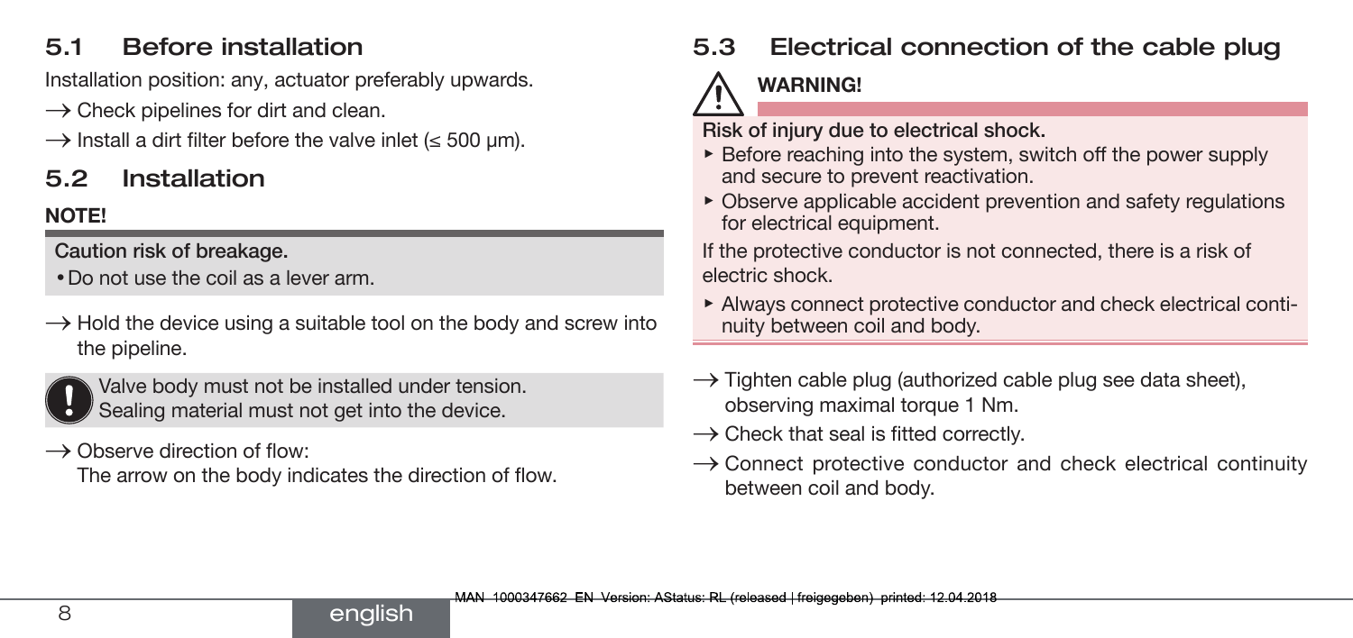## 5.1 Before installation

Installation position: any, actuator preferably upwards.

→ Check pipelines for dirt and clean.

→ Install a dirt filter before the valve inlet (≤ 500 µm).

## 5.2 Installation

**NOTE!**

**Caution risk of breakage.**

- Do not use the coil as a lever arm.

→ Hold the device using a suitable tool on the body and screw into the pipeline.

Valve body must not be installed under tension.
Sealing material must not get into the device.

→ Observe direction of flow:
The arrow on the body indicates the direction of flow.

## 5.3 Electrical connection of the cable plug

**WARNING!**

**Risk of injury due to electrical shock.**

- Before reaching into the system, switch off the power supply and secure to prevent reactivation.
- Observe applicable accident prevention and safety regulations for electrical equipment.

If the protective conductor is not connected, there is a risk of electric shock.

- Always connect protective conductor and check electrical continuity between coil and body.

→ Tighten cable plug (authorized cable plug see data sheet), observing maximal torque 1 Nm.

→ Check that seal is fitted correctly.

→ Connect protective conductor and check electrical continuity between coil and body.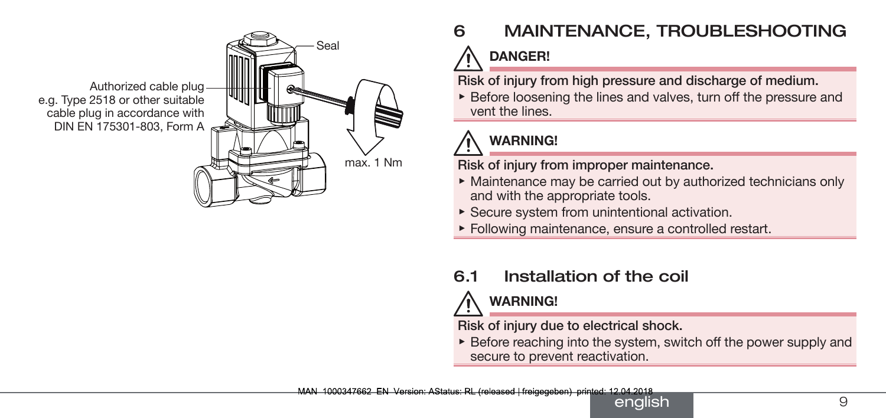Authorized cable plug e.g. Type 2518 or other suitable cable plug in accordance with DIN EN 175301-803, Form A

Seal

max. 1 Nm

# 6 MAINTENANCE, TROUBLESHOOTING

**DANGER!**

**Risk of injury from high pressure and discharge of medium.**

- Before loosening the lines and valves, turn off the pressure and vent the lines.

**WARNING!**

**Risk of injury from improper maintenance.**

- Maintenance may be carried out by authorized technicians only and with the appropriate tools.
- Secure system from unintentional activation.
- Following maintenance, ensure a controlled restart.

## 6.1 Installation of the coil

**WARNING!**

**Risk of injury due to electrical shock.**

- Before reaching into the system, switch off the power supply and secure to prevent reactivation.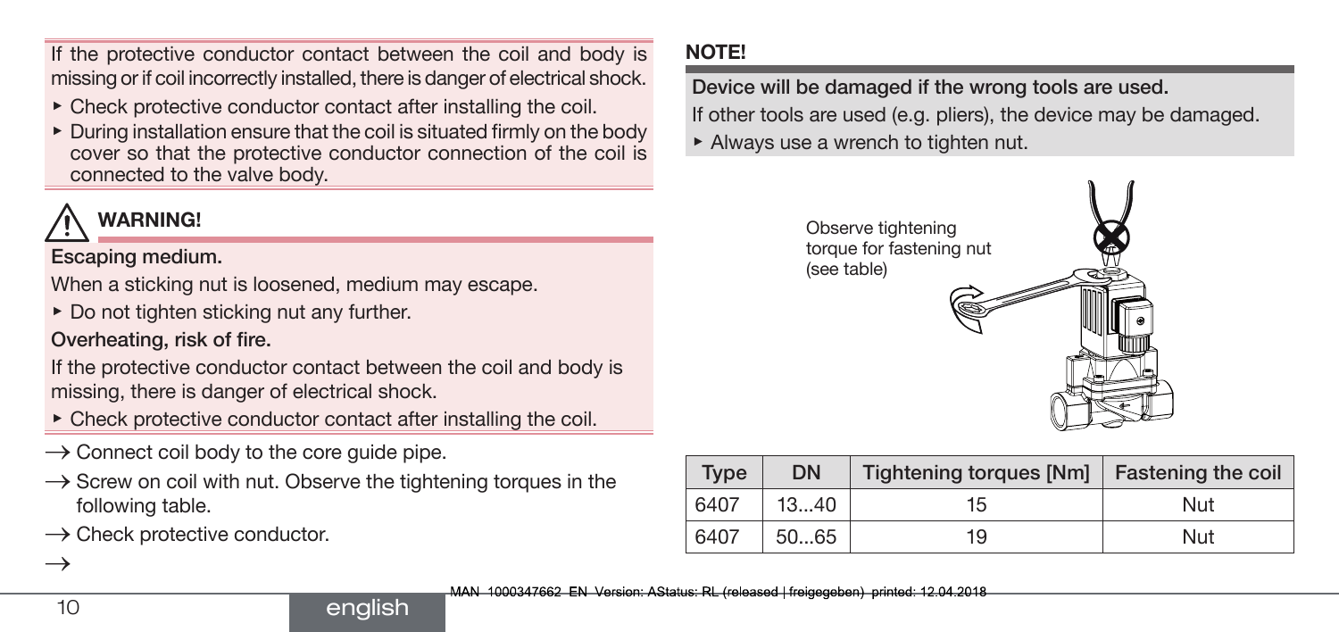If the protective conductor contact between the coil and body is missing or if coil incorrectly installed, there is danger of electrical shock.

- ▸ Check protective conductor contact after installing the coil.
- ▸ During installation ensure that the coil is situated firmly on the body cover so that the protective conductor connection of the coil is connected to the valve body.

**WARNING!**

**Escaping medium.**

When a sticking nut is loosened, medium may escape.

- ▸ Do not tighten sticking nut any further.

**Overheating, risk of fire.**

If the protective conductor contact between the coil and body is missing, there is danger of electrical shock.

- ▸ Check protective conductor contact after installing the coil.

→ Connect coil body to the core guide pipe.

→ Screw on coil with nut. Observe the tightening torques in the following table.

→ Check protective conductor.

→

**NOTE!**

**Device will be damaged if the wrong tools are used.**

If other tools are used (e.g. pliers), the device may be damaged.

- ▸ Always use a wrench to tighten nut.

Observe tightening torque for fastening nut (see table)

| Type | DN | Tightening torques [Nm] | Fastening the coil |
|---|---|---|---|
| 6407 | 13...40 | 15 | Nut |
| 6407 | 50...65 | 19 | Nut |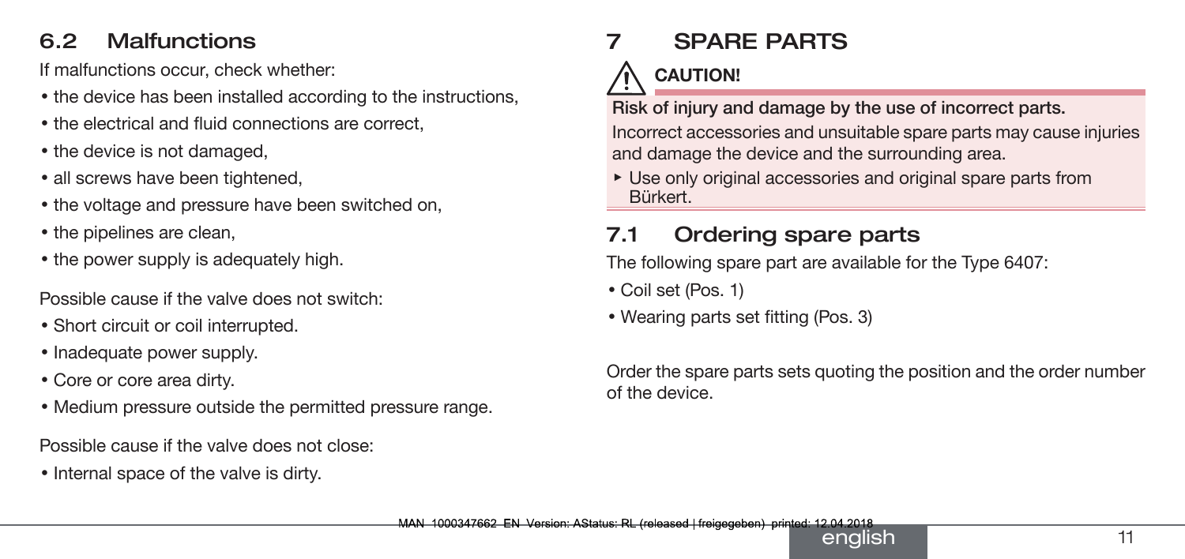## 6.2 Malfunctions

If malfunctions occur, check whether:

- the device has been installed according to the instructions,
- the electrical and fluid connections are correct,
- the device is not damaged,
- all screws have been tightened,
- the voltage and pressure have been switched on,
- the pipelines are clean,
- the power supply is adequately high.

Possible cause if the valve does not switch:

- Short circuit or coil interrupted.
- Inadequate power supply.
- Core or core area dirty.
- Medium pressure outside the permitted pressure range.

Possible cause if the valve does not close:

- Internal space of the valve is dirty.

# 7 SPARE PARTS

**CAUTION!**

**Risk of injury and damage by the use of incorrect parts.**

Incorrect accessories and unsuitable spare parts may cause injuries and damage the device and the surrounding area.

- ▸ Use only original accessories and original spare parts from Bürkert.

## 7.1 Ordering spare parts

The following spare part are available for the Type 6407:

- Coil set (Pos. 1)
- Wearing parts set fitting (Pos. 3)

Order the spare parts sets quoting the position and the order number of the device.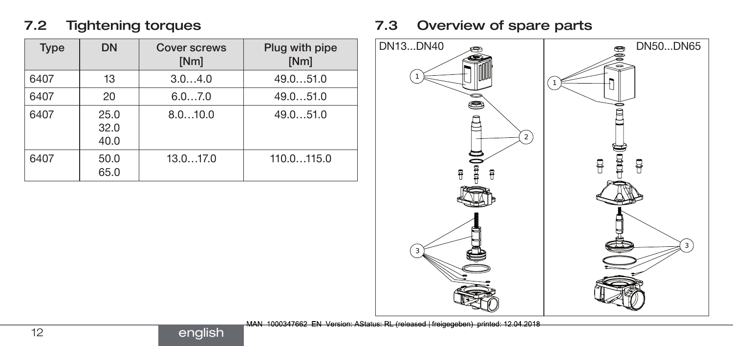## 7.2 Tightening torques

| Type | DN | Cover screws [Nm] | Plug with pipe [Nm] |
|---|---|---|---|
| 6407 | 13 | 3.0…4.0 | 49.0…51.0 |
| 6407 | 20 | 6.0…7.0 | 49.0…51.0 |
| 6407 | 25.0<br>32.0<br>40.0 | 8.0…10.0 | 49.0…51.0 |
| 6407 | 50.0<br>65.0 | 13.0…17.0 | 110.0…115.0 |

## 7.3 Overview of spare parts

DN13...DN40

DN50...DN65

MAN 1000347662 EN Version: AStatus: RL (released | freigegeben) printed: 12.04.2018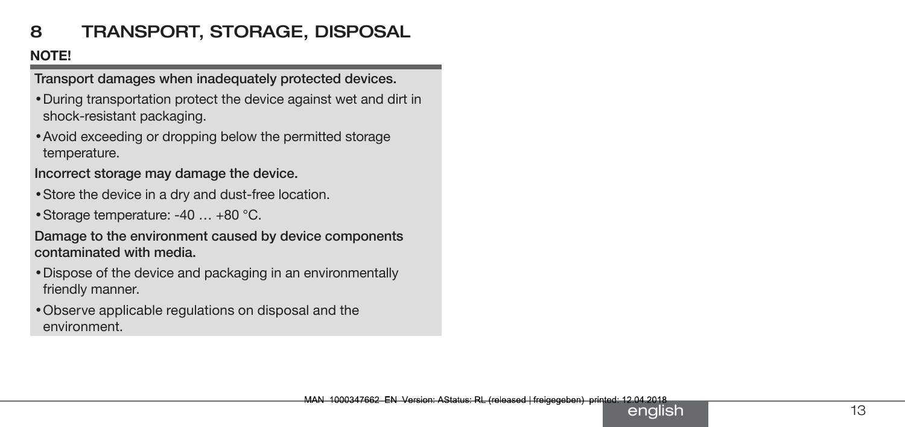# 8 TRANSPORT, STORAGE, DISPOSAL

**NOTE!**

**Transport damages when inadequately protected devices.**

- During transportation protect the device against wet and dirt in shock-resistant packaging.
- Avoid exceeding or dropping below the permitted storage temperature.

**Incorrect storage may damage the device.**

- Store the device in a dry and dust-free location.
- Storage temperature: -40 … +80 °C.

**Damage to the environment caused by device components contaminated with media.**

- Dispose of the device and packaging in an environmentally friendly manner.
- Observe applicable regulations on disposal and the environment.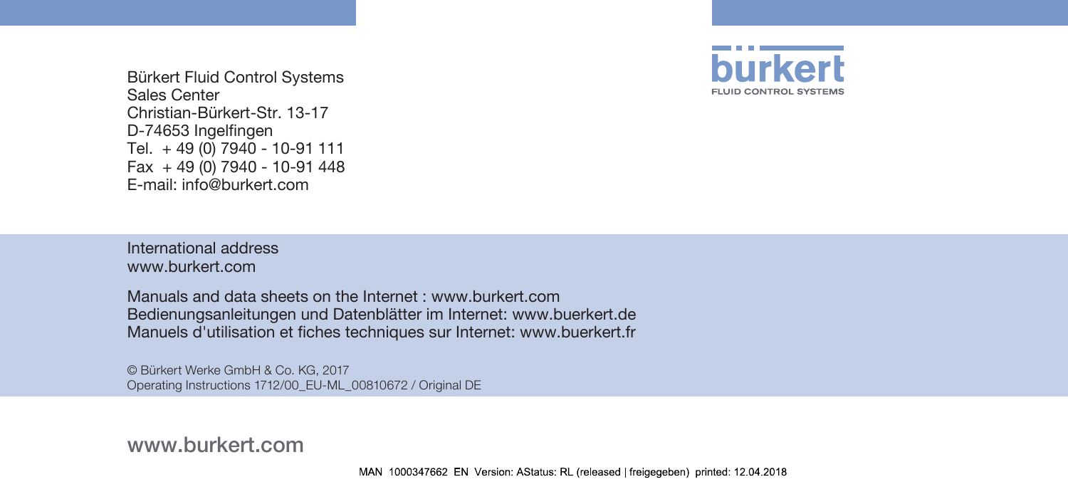Bürkert Fluid Control Systems
Sales Center
Christian-Bürkert-Str. 13-17
D-74653 Ingelfingen
Tel. + 49 (0) 7940 - 10-91 111
Fax + 49 (0) 7940 - 10-91 448
E-mail: info@burkert.com

bürkert
FLUID CONTROL SYSTEMS

International address
www.burkert.com

Manuals and data sheets on the Internet : www.burkert.com
Bedienungsanleitungen und Datenblätter im Internet: www.buerkert.de
Manuels d'utilisation et fiches techniques sur Internet: www.buerkert.fr

© Bürkert Werke GmbH & Co. KG, 2017
Operating Instructions 1712/00_EU-ML_00810672 / Original DE

www.burkert.com

MAN 1000347662 EN Version: AStatus: RL (released | freigegeben) printed: 12.04.2018